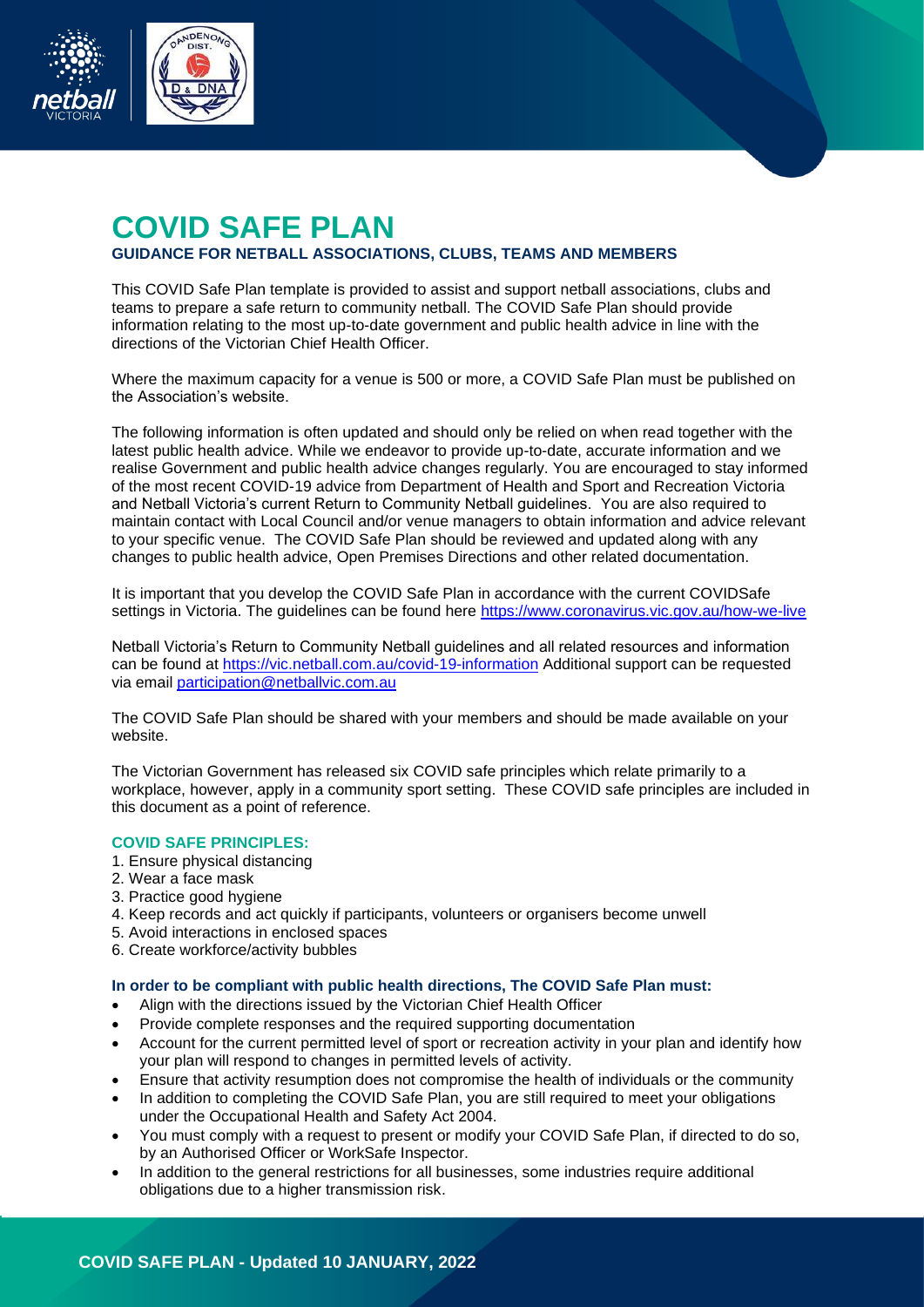# COVID SAFE PLAN

### GUIDANCE FOR NETBALL ASSOCIATIONS, CLUBS, TEAMS AND MEMBERS

This COVID Safe Plan template is provided to assist and support netball associations, clubs and teams to prepare a safe return to community netball. The COVID Safe Plan should provide information relating to the most up-to-date government and public health advice in line with the directions of the Victorian Chief Health Officer.

Where the maximum capacity for a venue is 500 or more, a COVID Safe Plan must be published on the Association's website.

The following information is often updated and should only be relied on when read together with the latest public health advice. While we endeavor to provide up-to-date, accurate information and we realise Government and public health advice changes regularly. You are encouraged to stay informed of the most recent COVID-19 advice from Department of Health and Sport and Recreation Victoria and Netball Victoria's current Return to Community Netball guidelines. You are also required to maintain contact with Local Council and/or venue managers to obtain information and advice relevant to your specific venue. The COVID Safe Plan should be reviewed and updated along with any changes to public health advice, Open Premises Directions and other related documentation.

It is important that you develop the COVID Safe Plan in accordance with the current COVIDSafe settings in Victoria. The guidelines can be found here https://www.coronavirus.vic.gov.au/how-we-live

Netball Victoria's Return to Community Netball guidelines and all related resources and information can be found at https://vic.netball.com.au/covid-19-information Additional support can be requested via email participation@netballvic.com.au

The COVID Safe Plan should be shared with your members and should be made available on your website.

The Victorian Government has released six COVID safe principles which relate primarily to a workplace, however, apply in a community sport setting. These COVID safe principles are included in this document as a point of reference.

#### COVID SAFE PRINCIPLES:

1. Ensure physical distancing
2. Wear a face mask
3. Practice good hygiene
4. Keep records and act quickly if participants, volunteers or organisers become unwell
5. Avoid interactions in enclosed spaces
6. Create workforce/activity bubbles

#### In order to be compliant with public health directions, The COVID Safe Plan must:

- Align with the directions issued by the Victorian Chief Health Officer
- Provide complete responses and the required supporting documentation
- Account for the current permitted level of sport or recreation activity in your plan and identify how your plan will respond to changes in permitted levels of activity.
- Ensure that activity resumption does not compromise the health of individuals or the community
- In addition to completing the COVID Safe Plan, you are still required to meet your obligations under the Occupational Health and Safety Act 2004.
- You must comply with a request to present or modify your COVID Safe Plan, if directed to do so, by an Authorised Officer or WorkSafe Inspector.
- In addition to the general restrictions for all businesses, some industries require additional obligations due to a higher transmission risk.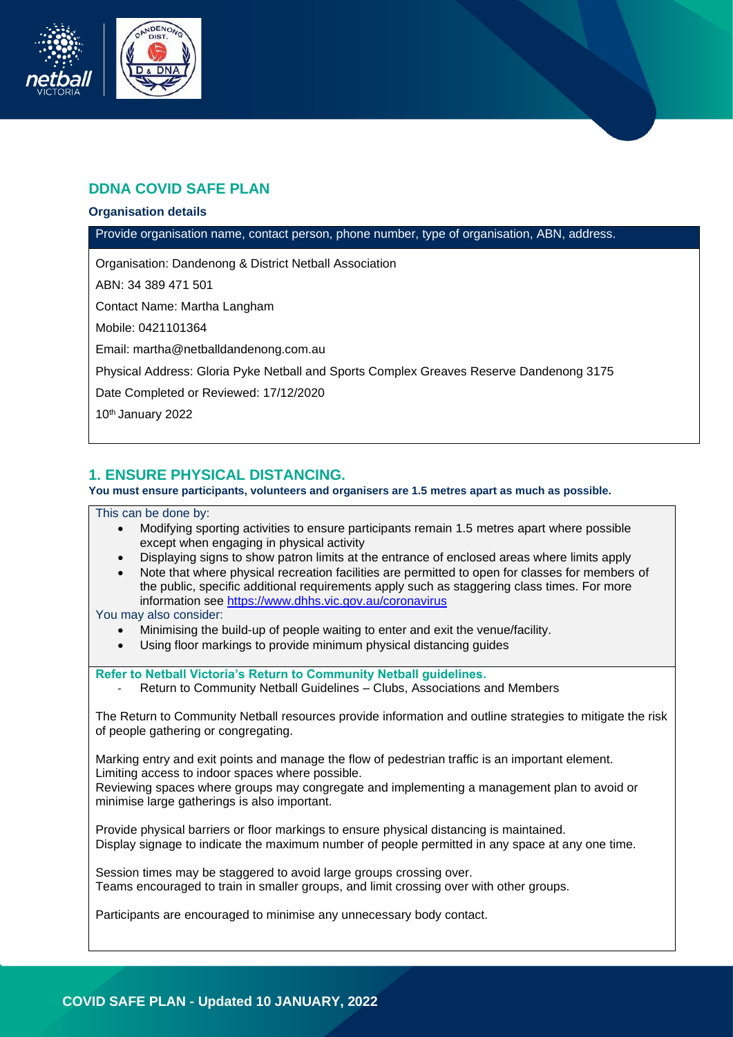## DDNA COVID SAFE PLAN

**Organisation details**

Provide organisation name, contact person, phone number, type of organisation, ABN, address.

Organisation: Dandenong & District Netball Association

ABN: 34 389 471 501

Contact Name: Martha Langham

Mobile: 0421101364

Email: martha@netballdandenong.com.au

Physical Address: Gloria Pyke Netball and Sports Complex Greaves Reserve Dandenong 3175

Date Completed or Reviewed: 17/12/2020

10th January 2022

## 1. ENSURE PHYSICAL DISTANCING.

**You must ensure participants, volunteers and organisers are 1.5 metres apart as much as possible.**

This can be done by:

- Modifying sporting activities to ensure participants remain 1.5 metres apart where possible except when engaging in physical activity
- Displaying signs to show patron limits at the entrance of enclosed areas where limits apply
- Note that where physical recreation facilities are permitted to open for classes for members of the public, specific additional requirements apply such as staggering class times. For more information see https://www.dhhs.vic.gov.au/coronavirus

You may also consider:

- Minimising the build-up of people waiting to enter and exit the venue/facility.
- Using floor markings to provide minimum physical distancing guides

**Refer to Netball Victoria's Return to Community Netball guidelines.**

- Return to Community Netball Guidelines – Clubs, Associations and Members

The Return to Community Netball resources provide information and outline strategies to mitigate the risk of people gathering or congregating.

Marking entry and exit points and manage the flow of pedestrian traffic is an important element.
Limiting access to indoor spaces where possible.
Reviewing spaces where groups may congregate and implementing a management plan to avoid or minimise large gatherings is also important.

Provide physical barriers or floor markings to ensure physical distancing is maintained.
Display signage to indicate the maximum number of people permitted in any space at any one time.

Session times may be staggered to avoid large groups crossing over.
Teams encouraged to train in smaller groups, and limit crossing over with other groups.

Participants are encouraged to minimise any unnecessary body contact.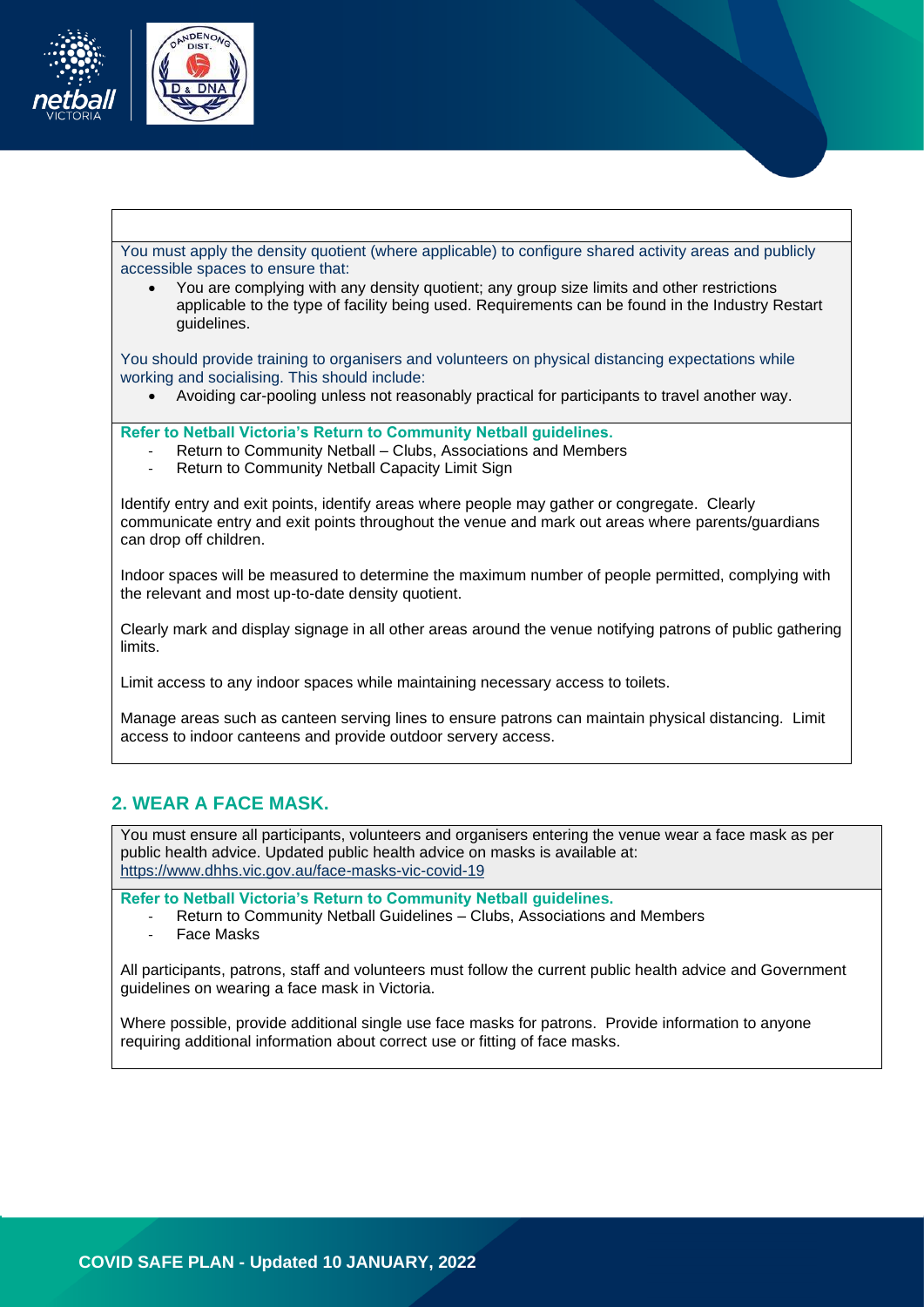You must apply the density quotient (where applicable) to configure shared activity areas and publicly accessible spaces to ensure that:

- You are complying with any density quotient; any group size limits and other restrictions applicable to the type of facility being used. Requirements can be found in the Industry Restart guidelines.

You should provide training to organisers and volunteers on physical distancing expectations while working and socialising. This should include:

- Avoiding car-pooling unless not reasonably practical for participants to travel another way.

**Refer to Netball Victoria's Return to Community Netball guidelines.**

- Return to Community Netball – Clubs, Associations and Members
- Return to Community Netball Capacity Limit Sign

Identify entry and exit points, identify areas where people may gather or congregate. Clearly communicate entry and exit points throughout the venue and mark out areas where parents/guardians can drop off children.

Indoor spaces will be measured to determine the maximum number of people permitted, complying with the relevant and most up-to-date density quotient.

Clearly mark and display signage in all other areas around the venue notifying patrons of public gathering limits.

Limit access to any indoor spaces while maintaining necessary access to toilets.

Manage areas such as canteen serving lines to ensure patrons can maintain physical distancing. Limit access to indoor canteens and provide outdoor servery access.

## 2. WEAR A FACE MASK.

You must ensure all participants, volunteers and organisers entering the venue wear a face mask as per public health advice. Updated public health advice on masks is available at: https://www.dhhs.vic.gov.au/face-masks-vic-covid-19

**Refer to Netball Victoria's Return to Community Netball guidelines.**

- Return to Community Netball Guidelines – Clubs, Associations and Members
- Face Masks

All participants, patrons, staff and volunteers must follow the current public health advice and Government guidelines on wearing a face mask in Victoria.

Where possible, provide additional single use face masks for patrons. Provide information to anyone requiring additional information about correct use or fitting of face masks.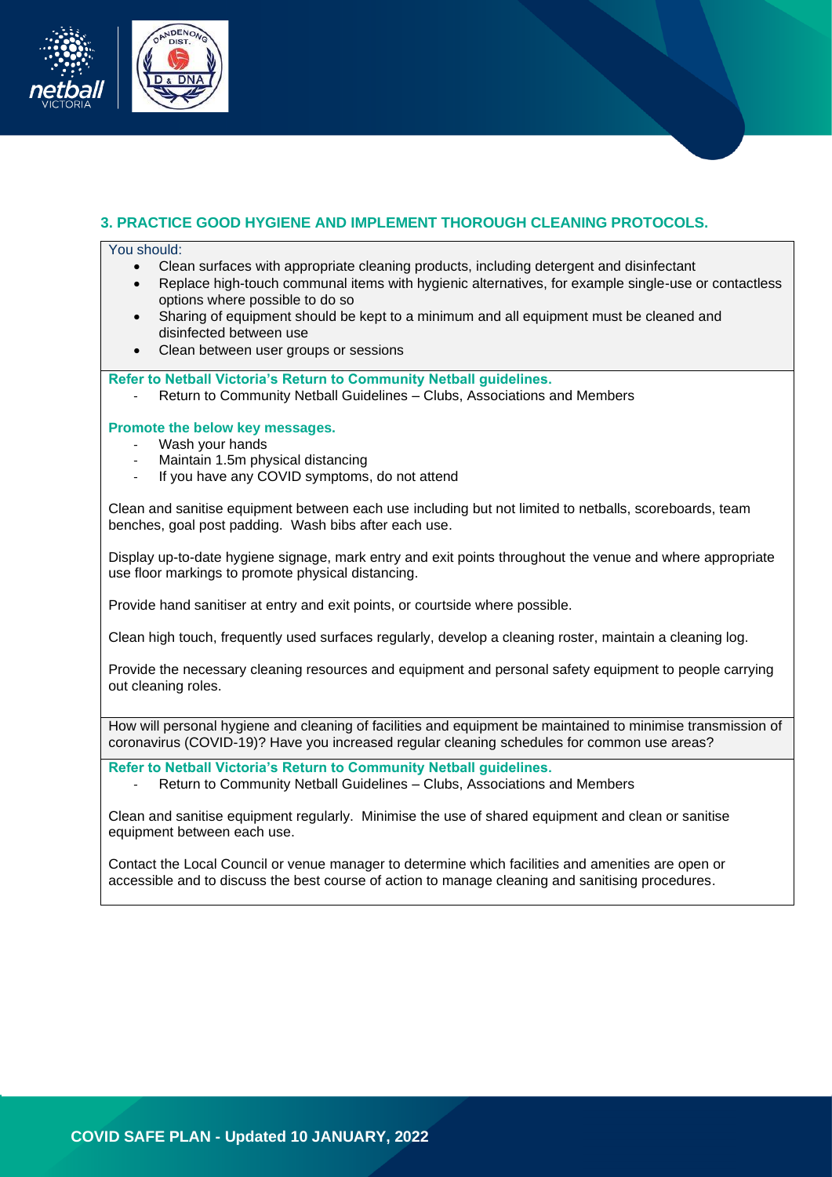### 3. PRACTICE GOOD HYGIENE AND IMPLEMENT THOROUGH CLEANING PROTOCOLS.

You should:

- Clean surfaces with appropriate cleaning products, including detergent and disinfectant
- Replace high-touch communal items with hygienic alternatives, for example single-use or contactless options where possible to do so
- Sharing of equipment should be kept to a minimum and all equipment must be cleaned and disinfected between use
- Clean between user groups or sessions

**Refer to Netball Victoria's Return to Community Netball guidelines.**

- Return to Community Netball Guidelines – Clubs, Associations and Members

**Promote the below key messages.**

- Wash your hands
- Maintain 1.5m physical distancing
- If you have any COVID symptoms, do not attend

Clean and sanitise equipment between each use including but not limited to netballs, scoreboards, team benches, goal post padding. Wash bibs after each use.

Display up-to-date hygiene signage, mark entry and exit points throughout the venue and where appropriate use floor markings to promote physical distancing.

Provide hand sanitiser at entry and exit points, or courtside where possible.

Clean high touch, frequently used surfaces regularly, develop a cleaning roster, maintain a cleaning log.

Provide the necessary cleaning resources and equipment and personal safety equipment to people carrying out cleaning roles.

How will personal hygiene and cleaning of facilities and equipment be maintained to minimise transmission of coronavirus (COVID-19)? Have you increased regular cleaning schedules for common use areas?

**Refer to Netball Victoria's Return to Community Netball guidelines.**

- Return to Community Netball Guidelines – Clubs, Associations and Members

Clean and sanitise equipment regularly. Minimise the use of shared equipment and clean or sanitise equipment between each use.

Contact the Local Council or venue manager to determine which facilities and amenities are open or accessible and to discuss the best course of action to manage cleaning and sanitising procedures.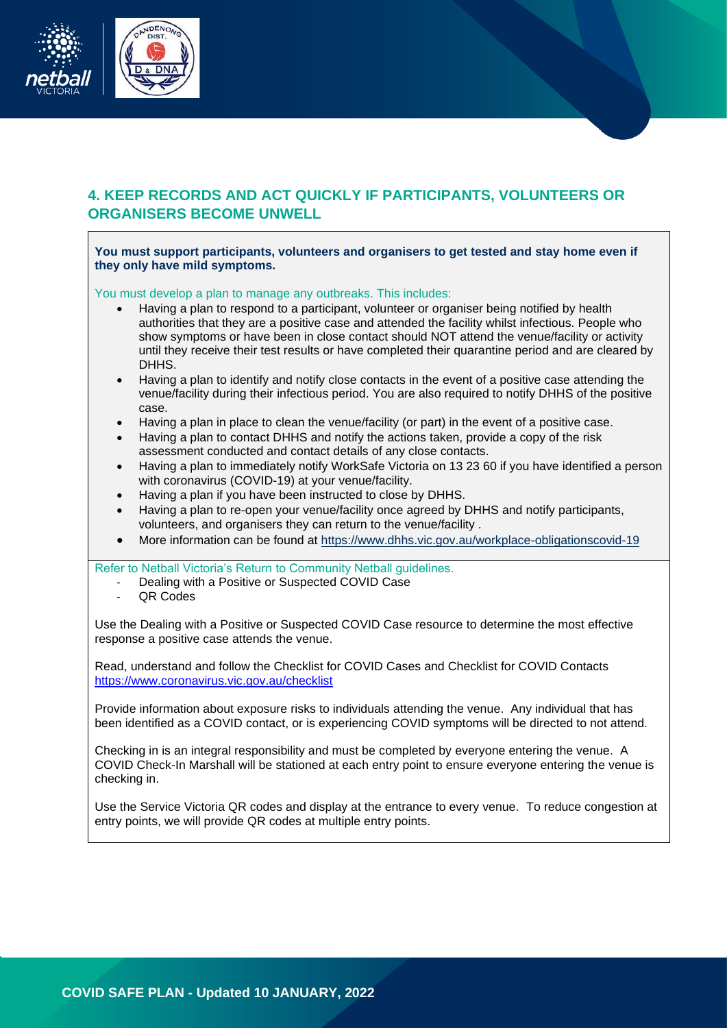## 4. KEEP RECORDS AND ACT QUICKLY IF PARTICIPANTS, VOLUNTEERS OR ORGANISERS BECOME UNWELL

**You must support participants, volunteers and organisers to get tested and stay home even if they only have mild symptoms.**

You must develop a plan to manage any outbreaks. This includes:

- Having a plan to respond to a participant, volunteer or organiser being notified by health authorities that they are a positive case and attended the facility whilst infectious. People who show symptoms or have been in close contact should NOT attend the venue/facility or activity until they receive their test results or have completed their quarantine period and are cleared by DHHS.
- Having a plan to identify and notify close contacts in the event of a positive case attending the venue/facility during their infectious period. You are also required to notify DHHS of the positive case.
- Having a plan in place to clean the venue/facility (or part) in the event of a positive case.
- Having a plan to contact DHHS and notify the actions taken, provide a copy of the risk assessment conducted and contact details of any close contacts.
- Having a plan to immediately notify WorkSafe Victoria on 13 23 60 if you have identified a person with coronavirus (COVID-19) at your venue/facility.
- Having a plan if you have been instructed to close by DHHS.
- Having a plan to re-open your venue/facility once agreed by DHHS and notify participants, volunteers, and organisers they can return to the venue/facility .
- More information can be found at https://www.dhhs.vic.gov.au/workplace-obligationscovid-19

Refer to Netball Victoria's Return to Community Netball guidelines.

- Dealing with a Positive or Suspected COVID Case
- QR Codes

Use the Dealing with a Positive or Suspected COVID Case resource to determine the most effective response a positive case attends the venue.

Read, understand and follow the Checklist for COVID Cases and Checklist for COVID Contacts https://www.coronavirus.vic.gov.au/checklist

Provide information about exposure risks to individuals attending the venue. Any individual that has been identified as a COVID contact, or is experiencing COVID symptoms will be directed to not attend.

Checking in is an integral responsibility and must be completed by everyone entering the venue. A COVID Check-In Marshall will be stationed at each entry point to ensure everyone entering the venue is checking in.

Use the Service Victoria QR codes and display at the entrance to every venue. To reduce congestion at entry points, we will provide QR codes at multiple entry points.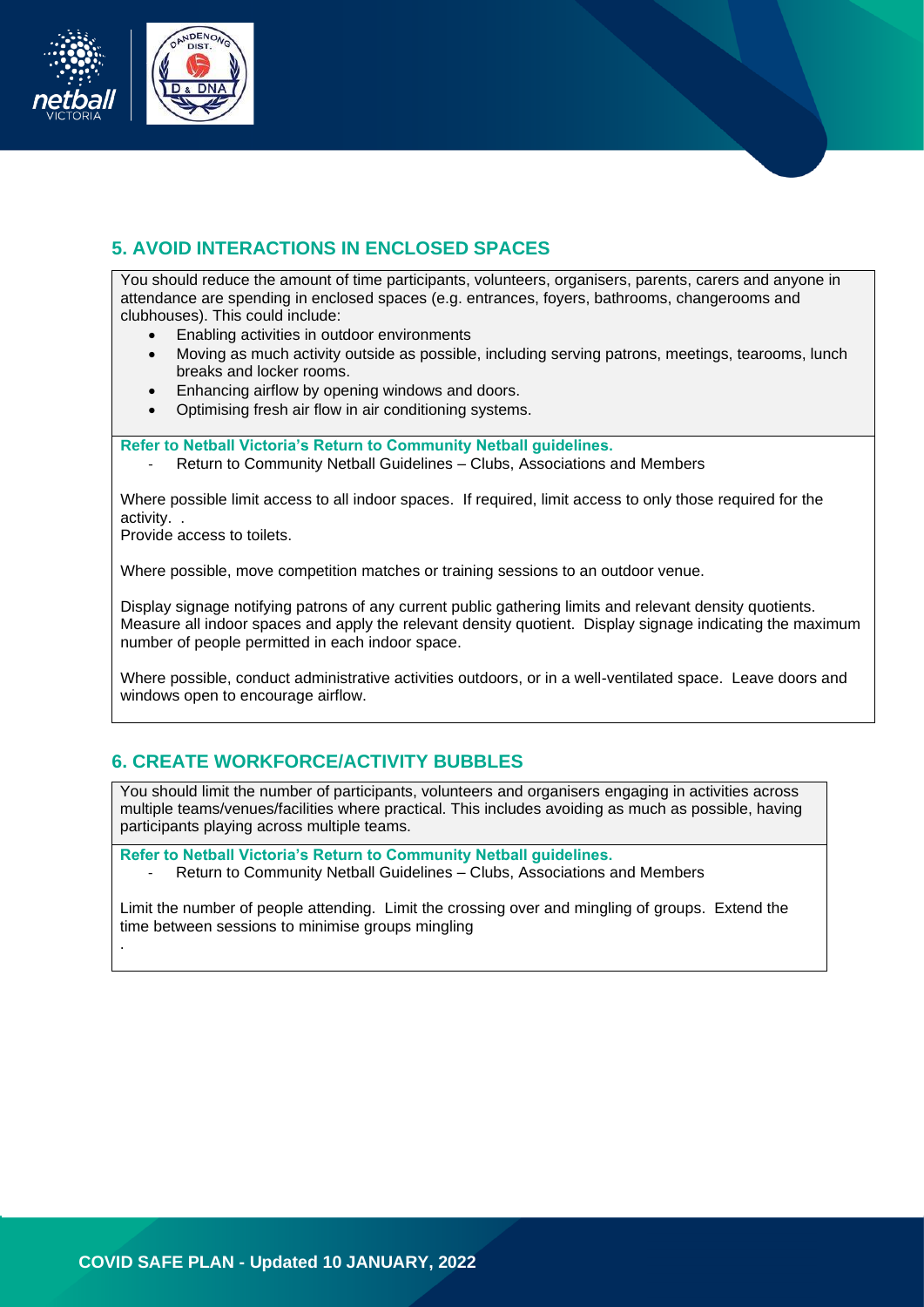## 5. AVOID INTERACTIONS IN ENCLOSED SPACES

You should reduce the amount of time participants, volunteers, organisers, parents, carers and anyone in attendance are spending in enclosed spaces (e.g. entrances, foyers, bathrooms, changerooms and clubhouses). This could include:

- Enabling activities in outdoor environments
- Moving as much activity outside as possible, including serving patrons, meetings, tearooms, lunch breaks and locker rooms.
- Enhancing airflow by opening windows and doors.
- Optimising fresh air flow in air conditioning systems.

**Refer to Netball Victoria's Return to Community Netball guidelines.**

- Return to Community Netball Guidelines – Clubs, Associations and Members

Where possible limit access to all indoor spaces. If required, limit access to only those required for the activity. .
Provide access to toilets.

Where possible, move competition matches or training sessions to an outdoor venue.

Display signage notifying patrons of any current public gathering limits and relevant density quotients. Measure all indoor spaces and apply the relevant density quotient. Display signage indicating the maximum number of people permitted in each indoor space.

Where possible, conduct administrative activities outdoors, or in a well-ventilated space. Leave doors and windows open to encourage airflow.

## 6. CREATE WORKFORCE/ACTIVITY BUBBLES

You should limit the number of participants, volunteers and organisers engaging in activities across multiple teams/venues/facilities where practical. This includes avoiding as much as possible, having participants playing across multiple teams.

**Refer to Netball Victoria's Return to Community Netball guidelines.**

- Return to Community Netball Guidelines – Clubs, Associations and Members

Limit the number of people attending. Limit the crossing over and mingling of groups. Extend the time between sessions to minimise groups mingling
.